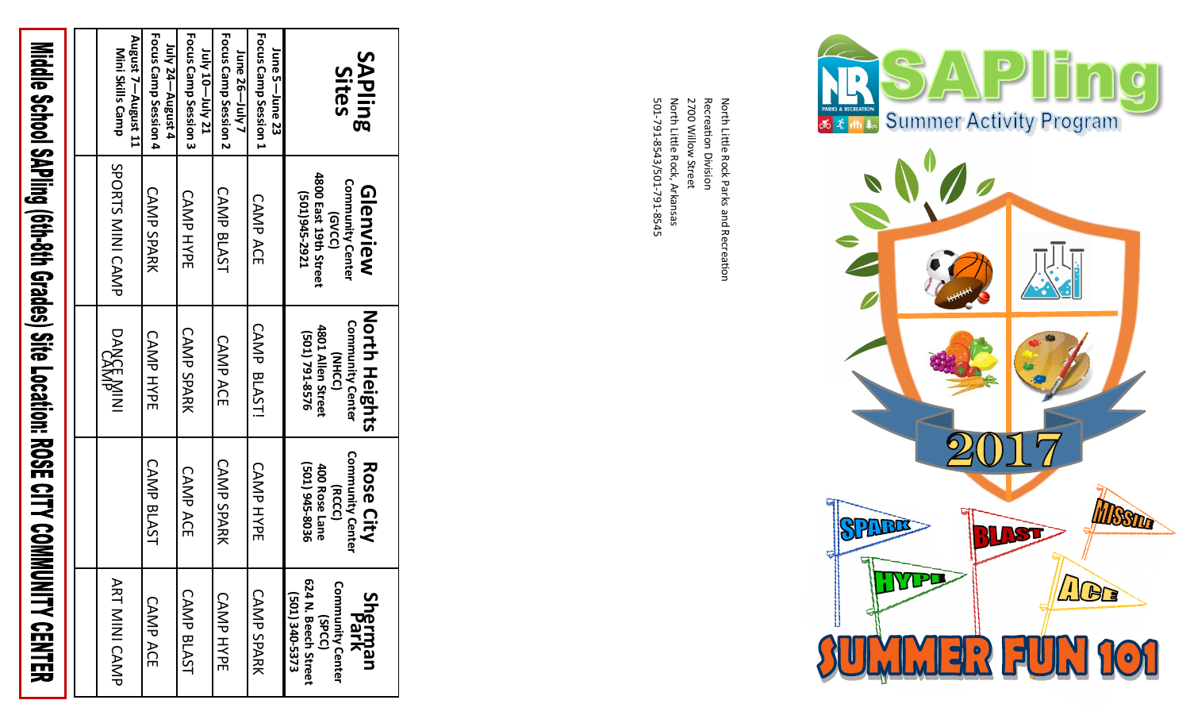# SAPling Summer Activity Program

North Little Rock Parks and Recreation
Recreation Division
2700 Willow Street
North Little Rock, Arkansas
501-791-8543/501-791-8545

2017

SPARK · BLAST · MISSILE · HYPE · ACE

SUMMER FUN 101

| SAPling Sites | Glenview Community Center (GVCC) 4800 East 19th Street (501)945-2921 | North Heights Community Center (NHCC) 4801 Allen Street (501) 791-8576 | Rose City Community Center (RCCC) 400 Rose Lane (501) 945-8036 | Sherman Park Community Center (SPCC) 624 N. Beech Street (501) 340-5373 |
|---|---|---|---|---|
| June 5—June 23 Focus Camp Session 1 | CAMP ACE | CAMP BLAST! | CAMP HYPE | CAMP SPARK |
| June 26—July 7 Focus Camp Session 2 | CAMP BLAST | CAMP ACE | CAMP SPARK | CAMP HYPE |
| July 10—July 21 Focus Camp Session 3 | CAMP HYPE | CAMP SPARK | CAMP ACE | CAMP BLAST |
| July 24—August 4 Focus Camp Session 4 | CAMP SPARK | CAMP HYPE | CAMP BLAST | CAMP ACE |
| August 7—August 11 Mini Skills Camp | SPORTS MINI CAMP | DANCE MINI CAMP | | ART MINI CAMP |

**Middle School SAPling (6th-8th Grades) Site Location: ROSE CITY COMMUNITY CENTER**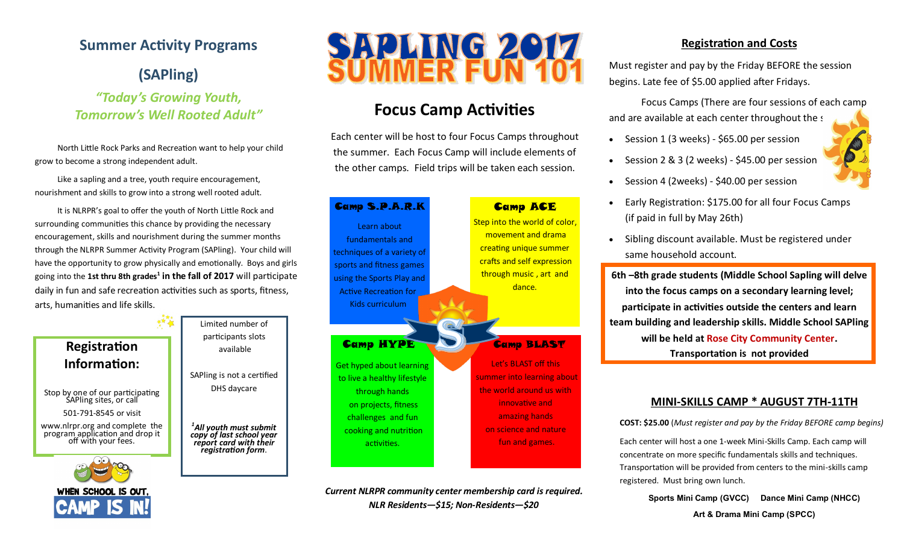## Summer Activity Programs

## (SAPling)

*"Today's Growing Youth, Tomorrow's Well Rooted Adult"*

North Little Rock Parks and Recreation want to help your child grow to become a strong independent adult.

Like a sapling and a tree, youth require encouragement, nourishment and skills to grow into a strong well rooted adult.

It is NLRPR's goal to offer the youth of North Little Rock and surrounding communities this chance by providing the necessary encouragement, skills and nourishment during the summer months through the NLRPR Summer Activity Program (SAPling). Your child will have the opportunity to grow physically and emotionally. Boys and girls going into the **1st thru 8th grades[1] in the fall of 2017** will participate daily in fun and safe recreation activities such as sports, fitness, arts, humanities and life skills.

### Registration Information:

Stop by one of our participating SAPling sites, or call 501-791-8545 or visit www.nlrpr.org and complete the program application and drop it off with your fees.

Limited number of participants slots available

SAPling is not a certified DHS daycare

***[1]All youth must submit copy of last school year report card with their registration form.***

WHEN SCHOOL IS OUT, CAMP IS IN!

# SAPLING 2017 SUMMER FUN 101

## Focus Camp Activities

Each center will be host to four Focus Camps throughout the summer. Each Focus Camp will include elements of the other camps. Field trips will be taken each session.

**Camp S.P.A.R.K**

Learn about fundamentals and techniques of a variety of sports and fitness games using the Sports Play and Active Recreation for Kids curriculum

**Camp ACE**

Step into the world of color, movement and drama creating unique summer crafts and self expression through music , art and dance.

**Camp HYPE**

Get hyped about learning to live a healthy lifestyle through hands on projects, fitness challenges and fun cooking and nutrition activities.

**Camp BLAST**

Let's BLAST off this summer into learning about the world around us with innovative and amazing hands on science and nature fun and games.

***Current NLRPR community center membership card is required. NLR Residents—$15; Non-Residents—$20***

### Registration and Costs

Must register and pay by the Friday BEFORE the session begins. Late fee of $5.00 applied after Fridays.

Focus Camps (There are four sessions of each camp and are available at each center throughout the s

- Session 1 (3 weeks) - $65.00 per session
- Session 2 & 3 (2 weeks) - $45.00 per session
- Session 4 (2weeks) - $40.00 per session
- Early Registration: $175.00 for all four Focus Camps (if paid in full by May 26th)
- Sibling discount available. Must be registered under same household account.

**6th –8th grade students (Middle School Sapling will delve into the focus camps on a secondary learning level; participate in activities outside the centers and learn team building and leadership skills. Middle School SAPling will be held at Rose City Community Center. Transportation is not provided**

### MINI-SKILLS CAMP * AUGUST 7TH-11TH

**COST: $25.00** (*Must register and pay by the Friday BEFORE camp begins)*

Each center will host a one 1-week Mini-Skills Camp. Each camp will concentrate on more specific fundamentals skills and techniques. Transportation will be provided from centers to the mini-skills camp registered. Must bring own lunch.

**Sports Mini Camp (GVCC) Dance Mini Camp (NHCC)**

**Art & Drama Mini Camp (SPCC)**